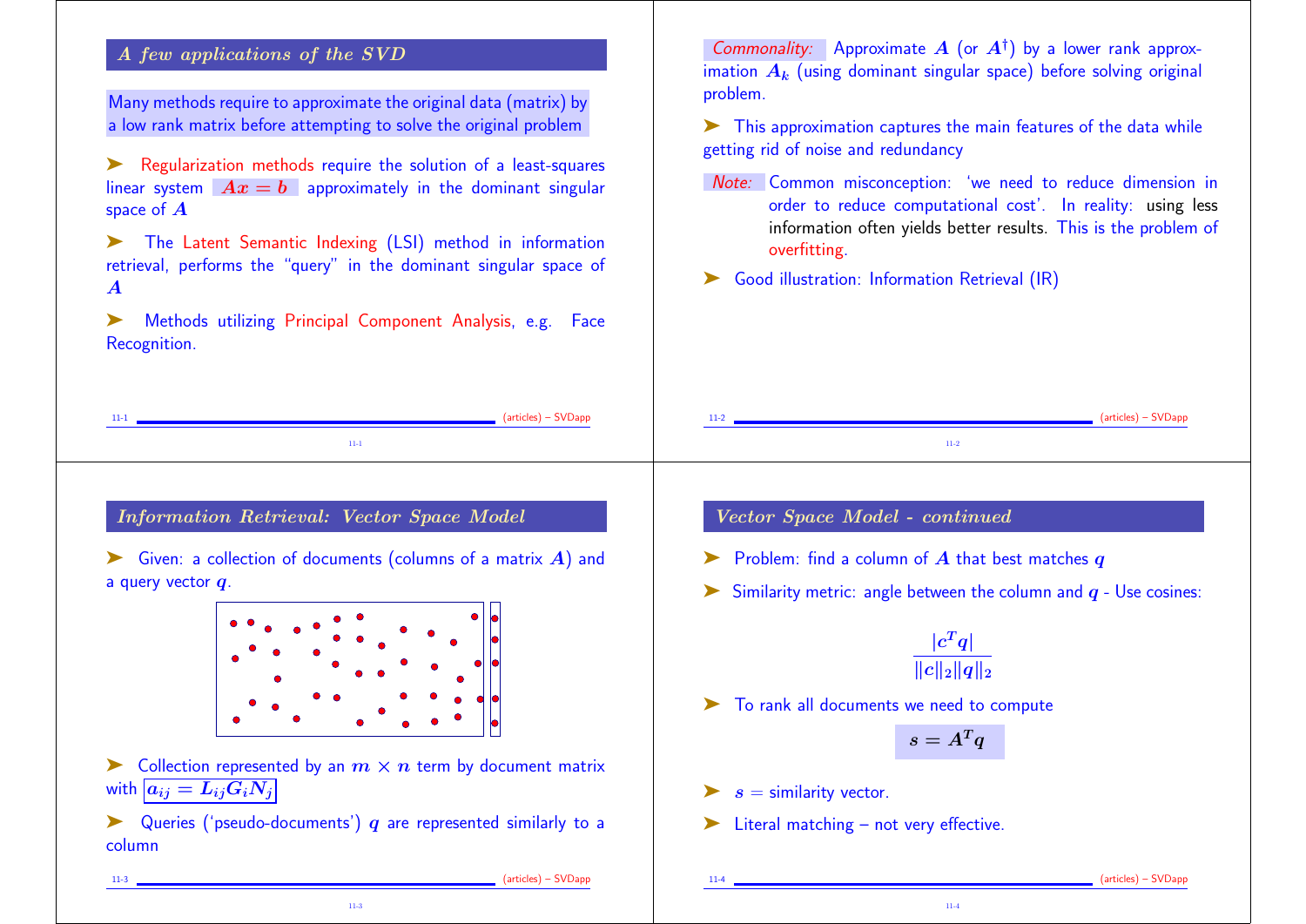## A few applications of the SVD

Many methods require to approximate the original data (matrix) by a low rank matrix before attempting to solve the original problem

➤ Regularization methods require the solution of a least-squares linear system $Ax = b$ approximately in the dominant singular space of $A$

➤ The Latent Semantic Indexing (LSI) method in information retrieval, performs the "query" in the dominant singular space of $A$

➤ Methods utilizing Principal Component Analysis, e.g. Face Recognition.

*Commonality:* Approximate $A$ (or $A^\dagger$) by a lower rank approximation $A_k$ (using dominant singular space) before solving original problem.

➤ This approximation captures the main features of the data while getting rid of noise and redundancy

*Note:* Common misconception: 'we need to reduce dimension in order to reduce computational cost'. In reality: using less information often yields better results. This is the problem of overfitting.

➤ Good illustration: Information Retrieval (IR)

## Information Retrieval: Vector Space Model

➤ Given: a collection of documents (columns of a matrix $A$) and a query vector $q$.

➤ Collection represented by an $m \times n$ term by document matrix with $a_{ij} = L_{ij} G_i N_j$

➤ Queries ('pseudo-documents') $q$ are represented similarly to a column

## Vector Space Model - continued

➤ Problem: find a column of $A$ that best matches $q$

➤ Similarity metric: angle between the column and $q$ - Use cosines:

$$\frac{|c^T q|}{\|c\|_2 \|q\|_2}$$

➤ To rank all documents we need to compute

$$s = A^T q$$

➤ $s$ = similarity vector.

➤ Literal matching – not very effective.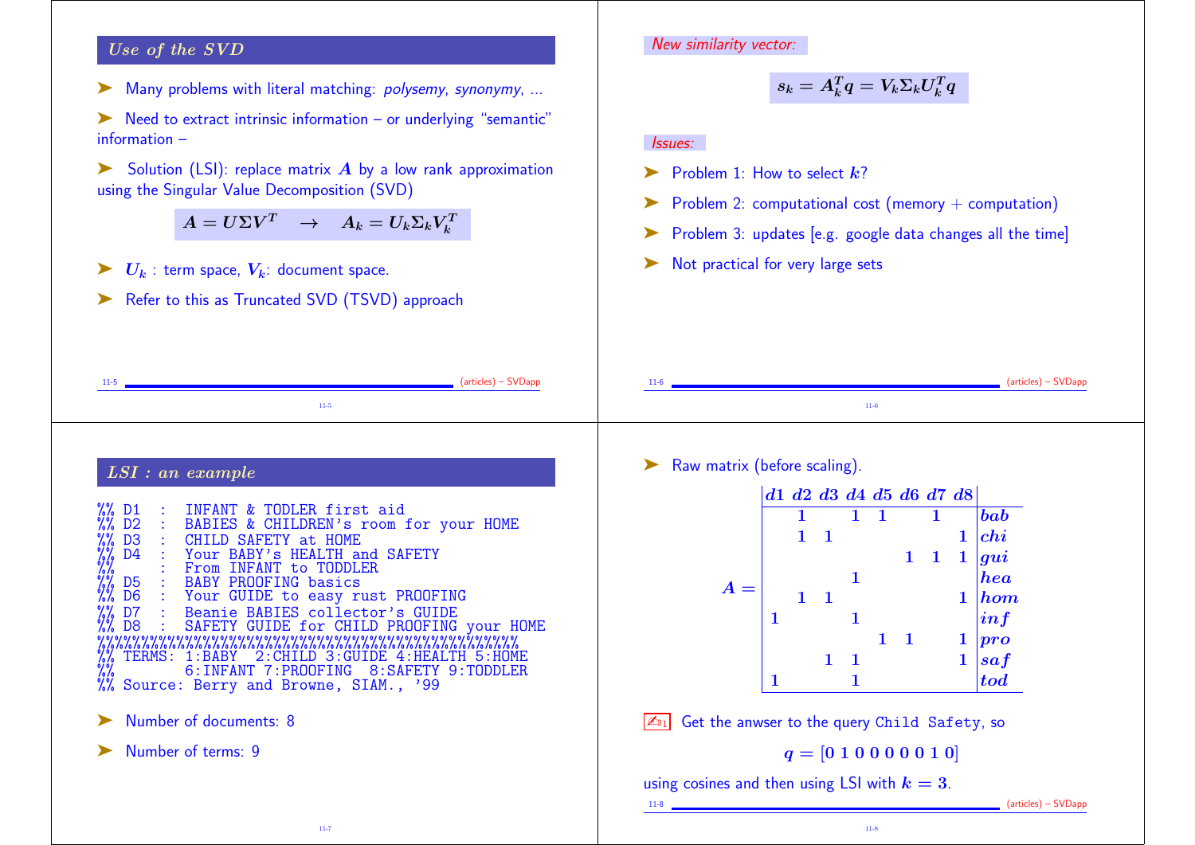## *Use of the SVD*

➤ Many problems with literal matching: *polysemy*, *synonymy*, ...

➤ Need to extract intrinsic information – or underlying "semantic" information –

➤ Solution (LSI): replace matrix $A$ by a low rank approximation using the Singular Value Decomposition (SVD)

$$A = U\Sigma V^T \quad \rightarrow \quad A_k = U_k \Sigma_k V_k^T$$

➤ $U_k$ : term space, $V_k$: document space.

➤ Refer to this as Truncated SVD (TSVD) approach

*New similarity vector:*

$$s_k = A_k^T q = V_k \Sigma_k U_k^T q$$

*Issues:*

➤ Problem 1: How to select $k$?

➤ Problem 2: computational cost (memory + computation)

➤ Problem 3: updates [e.g. google data changes all the time]

➤ Not practical for very large sets

## *LSI : an example*

```
%% D1  :  INFANT & TODLER first aid
%% D2  :  BABIES & CHILDREN's room for your HOME
%% D3  :  CHILD SAFETY at HOME
%% D4  :  Your BABY's HEALTH and SAFETY
%%     :  From INFANT to TODDLER
%% D5  :  BABY PROOFING basics
%% D6  :  Your GUIDE to easy rust PROOFING
%% D7  :  Beanie BABIES collector's GUIDE
%% D8  :  SAFETY GUIDE for CHILD PROOFING your HOME
%%%%%%%%%%%%%%%%%%%%%%%%%%%%%%%%%%%%%%%%%%%%%%%%%%%%%%%%
%% TERMS: 1:BABY   2:CHILD 3:GUIDE 4:HEALTH 5:HOME
%%        6:INFANT 7:PROOFING  8:SAFETY 9:TODDLER
%% Source: Berry and Browne, SIAM., '99
```

➤ Number of documents: 8

➤ Number of terms: 9

➤ Raw matrix (before scaling).

$A =$

| $d1$ | $d2$ | $d3$ | $d4$ | $d5$ | $d6$ | $d7$ | $d8$ | |
|---|---|---|---|---|---|---|---|---|
| | 1 | | 1 | 1 | | 1 | | $bab$ |
| | 1 | 1 | | | | | 1 | $chi$ |
| | | | | | 1 | 1 | 1 | $gui$ |
| | | | 1 | | | | | $hea$ |
| | 1 | 1 | | | | | 1 | $hom$ |
| 1 | | | 1 | | | | | $inf$ |
| | | | | 1 | 1 | | 1 | $pro$ |
| | | 1 | 1 | | | | 1 | $saf$ |
| 1 | | | 1 | | | | | $tod$ |

✍[1] Get the anwser to the query Child Safety, so

$$q = [0\ 1\ 0\ 0\ 0\ 0\ 0\ 1\ 0]$$

using cosines and then using LSI with $k = 3$.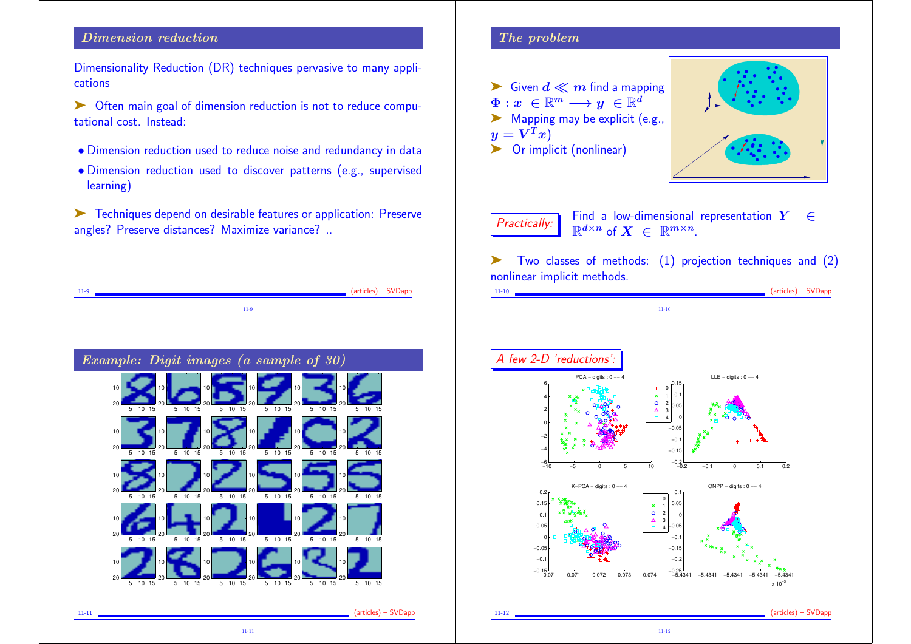## Dimension reduction

Dimensionality Reduction (DR) techniques pervasive to many applications

➤ Often main goal of dimension reduction is not to reduce computational cost. Instead:

- Dimension reduction used to reduce noise and redundancy in data
- Dimension reduction used to discover patterns (e.g., supervised learning)

➤ Techniques depend on desirable features or application: Preserve angles? Preserve distances? Maximize variance? ..

## The problem

➤ Given $d \ll m$ find a mapping $\Phi : x \in \mathbb{R}^m \longrightarrow y \in \mathbb{R}^d$

➤ Mapping may be explicit (e.g., $y = V^T x$)

➤ Or implicit (nonlinear)

*Practically:* Find a low-dimensional representation $Y \in \mathbb{R}^{d \times n}$ of $X \in \mathbb{R}^{m \times n}$.

➤ Two classes of methods: (1) projection techniques and (2) nonlinear implicit methods.

## Example: Digit images (a sample of 30)

## A few 2-D 'reductions':

PCA – digits : 0 — 4

LLE – digits : 0 — 4

K–PCA – digits : 0 — 4

ONPP – digits : 0 — 4

0
1
2
3
4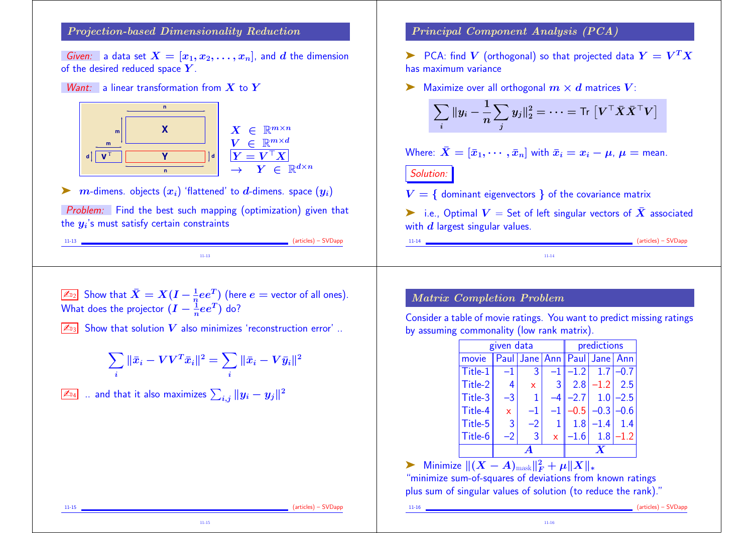## Projection-based Dimensionality Reduction

*Given:* a data set $X = [x_1, x_2, \ldots, x_n]$, and $d$ the dimension of the desired reduced space $Y$.

*Want:* a linear transformation from $X$ to $Y$

$X \in \mathbb{R}^{m\times n}$
$V \in \mathbb{R}^{m\times d}$
$Y = V^\top X$
$\rightarrow \quad Y \in \mathbb{R}^{d\times n}$

- $m$-dimens. objects ($x_i$) 'flattened' to $d$-dimens. space ($y_i$)

*Problem:* Find the best such mapping (optimization) given that the $y_i$'s must satisfy certain constraints

## Principal Component Analysis (PCA)

- PCA: find $V$ (orthogonal) so that projected data $Y = V^T X$ has maximum variance
- Maximize over all orthogonal $m \times d$ matrices $V$:

$$\sum_i \|y_i - \frac{1}{n}\sum_j y_j\|_2^2 = \cdots = \text{Tr}\left[V^\top \bar{X}\bar{X}^\top V\right]$$

Where: $\bar{X} = [\bar{x}_1, \cdots, \bar{x}_n]$ with $\bar{x}_i = x_i - \mu$, $\mu =$ mean.

*Solution:*

$V = \{$ dominant eigenvectors $\}$ of the covariance matrix

- i.e., Optimal $V$ = Set of left singular vectors of $\bar{X}$ associated with $d$ largest singular values.

---

Show that $\bar{X} = X(I - \frac{1}{n}ee^T)$ (here $e =$ vector of all ones). What does the projector $(I - \frac{1}{n}ee^T)$ do?

Show that solution $V$ also minimizes 'reconstruction error' ..

$$\sum_i \|\bar{x}_i - VV^T\bar{x}_i\|^2 = \sum_i \|\bar{x}_i - V\bar{y}_i\|^2$$

.. and that it also maximizes $\sum_{i,j} \|y_i - y_j\|^2$

## Matrix Completion Problem

Consider a table of movie ratings. You want to predict missing ratings by assuming commonality (low rank matrix).

| | given data | | | predictions | | |
|---|---|---|---|---|---|---|
| movie | Paul | Jane | Ann | Paul | Jane | Ann |
| Title-1 | –1 | 3 | –1 | –1.2 | 1.7 | –0.7 |
| Title-2 | 4 | x | 3 | 2.8 | –1.2 | 2.5 |
| Title-3 | –3 | 1 | –4 | –2.7 | 1.0 | –2.5 |
| Title-4 | x | –1 | –1 | –0.5 | –0.3 | –0.6 |
| Title-5 | 3 | –2 | 1 | 1.8 | –1.4 | 1.4 |
| Title-6 | –2 | 3 | x | –1.6 | 1.8 | –1.2 |
| | | $A$ | | | $X$ | |

- Minimize $\|(X - A)_{\text{mask}}\|_F^2 + \mu\|X\|_*$

"minimize sum-of-squares of deviations from known ratings plus sum of singular values of solution (to reduce the rank)."